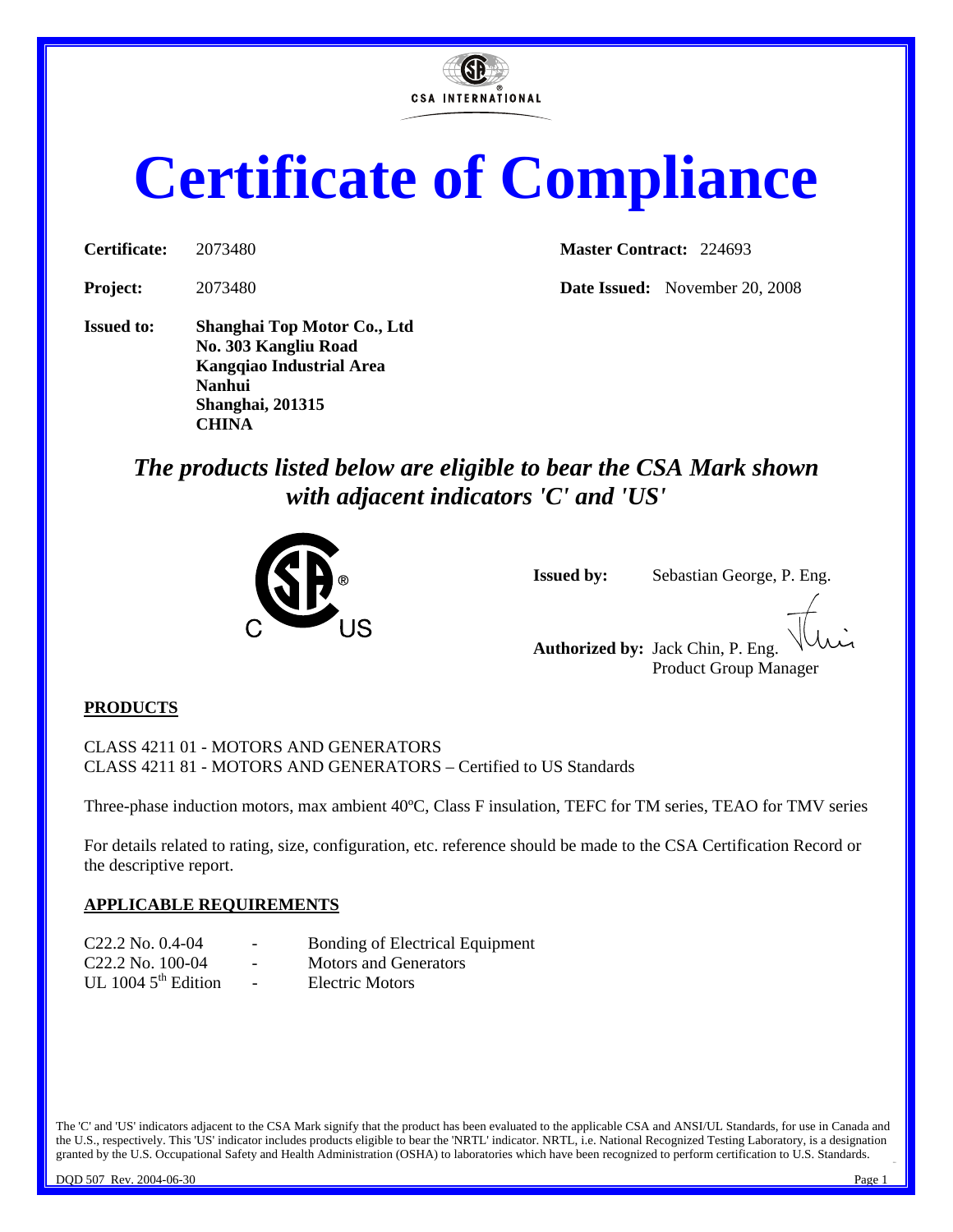CSA INTERNATIONAL

# Certificate of Compliance

**Certificate:** 2073480 **Master Contract:** 224693

**Project:** 2073480 **Date Issued:** November 20, 2008

**Issued to:** **Shanghai Top Motor Co., Ltd**
**No. 303 Kangliu Road**
**Kangqiao Industrial Area**
**Nanhui**
**Shanghai, 201315**
**CHINA**

***The products listed below are eligible to bear the CSA Mark shown with adjacent indicators 'C' and 'US'***

C US

**Issued by:** Sebastian George, P. Eng.

**Authorized by:** Jack Chin, P. Eng.
Product Group Manager

**PRODUCTS**

CLASS 4211 01 - MOTORS AND GENERATORS
CLASS 4211 81 - MOTORS AND GENERATORS – Certified to US Standards

Three-phase induction motors, max ambient 40ºC, Class F insulation, TEFC for TM series, TEAO for TMV series

For details related to rating, size, configuration, etc. reference should be made to the CSA Certification Record or the descriptive report.

**APPLICABLE REQUIREMENTS**

| | | |
|---|---|---|
| C22.2 No. 0.4-04 | - | Bonding of Electrical Equipment |
| C22.2 No. 100-04 | - | Motors and Generators |
| UL 1004 5th Edition | - | Electric Motors |

The 'C' and 'US' indicators adjacent to the CSA Mark signify that the product has been evaluated to the applicable CSA and ANSI/UL Standards, for use in Canada and the U.S., respectively. This 'US' indicator includes products eligible to bear the 'NRTL' indicator. NRTL, i.e. National Recognized Testing Laboratory, is a designation granted by the U.S. Occupational Safety and Health Administration (OSHA) to laboratories which have been recognized to perform certification to U.S. Standards.

DQD 507 Rev. 2004-06-30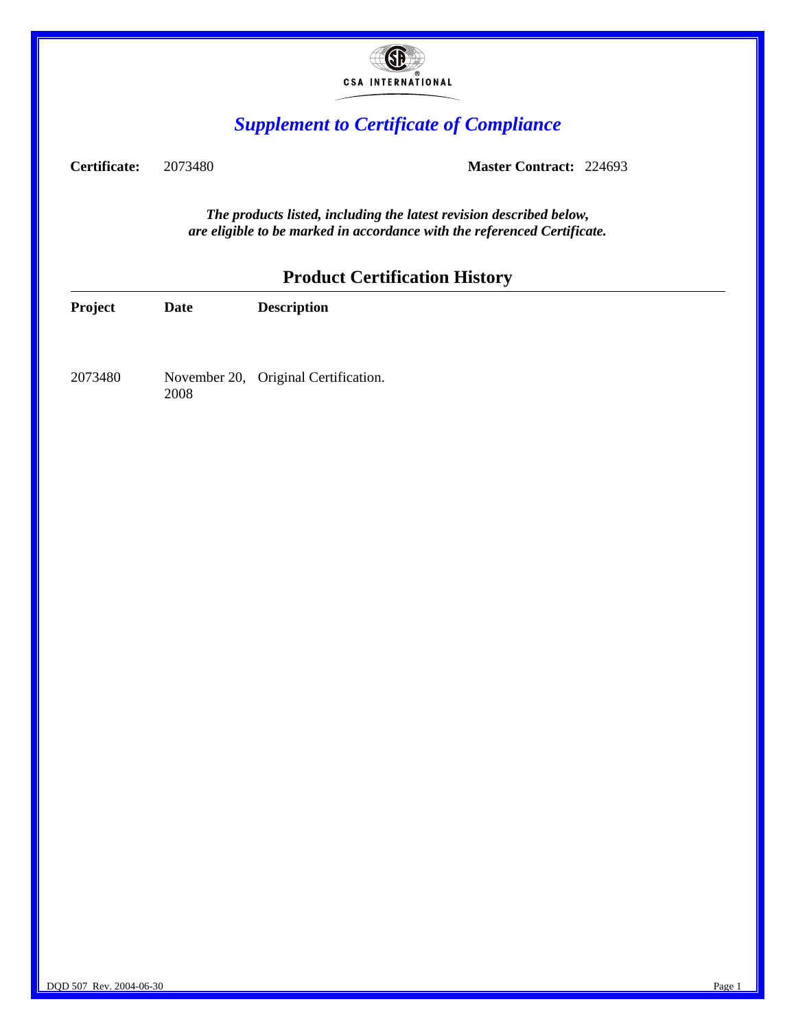CSA INTERNATIONAL

# *Supplement to Certificate of Compliance*

**Certificate:** 2073480 **Master Contract:** 224693

***The products listed, including the latest revision described below, are eligible to be marked in accordance with the referenced Certificate.***

## Product Certification History

| Project | Date | Description |
|---|---|---|
| 2073480 | November 20, 2008 | Original Certification. |

DQD 507 Rev. 2004-06-30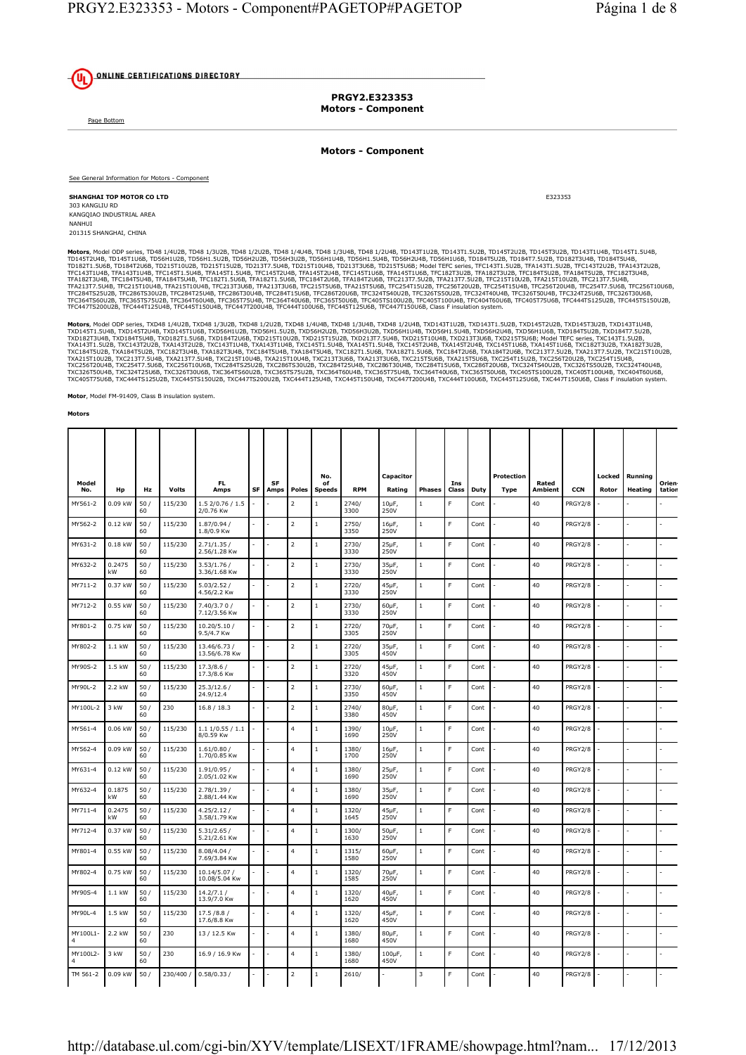![UL](ONLINE CERTIFICATIONS DIRECTORY)

**ONLINE CERTIFICATIONS DIRECTORY**

## PRGY2.E323353
## Motors - Component

Page Bottom

## Motors - Component

See General Information for Motors - Component

**SHANGHAI TOP MOTOR CO LTD**
303 KANGLIU RD
KANGQIAO INDUSTRIAL AREA
NANHUI
201315 SHANGHAI, CHINA

E323353

**Motors**, Model ODP series, TD48 1/4U2B, TD48 1/3U2B, TD48 1/2U2B, TD48 1/4U4B, TD48 1/3U4B, TD48 1/2U4B, TD143T1U2B, TD143T1.5U2B, TD145T2U2B, TD145T3U2B, TD143T1U4B, TD145T1.5U4B, TD145T2U4B, TD145T1U6B, TD56H1U2B, TD56H1.5U2B, TD56H2U2B, TD56H3U2B, TD56H1U4B, TD56H1.5U4B, TD56H2U4B, TD56H1U6B, TD184T5U2B, TD184T7.5U2B, TD182T3U4B, TD184T5U4B, TD182T1.5U6B, TD184T2U6B, TD215T10U2B, TD215T15U2B, TD213T7.5U4B, TD215T10U4B, TD213T3U6B, TD215T5U6B; Model TEFC series, TFC143T1.5U2B, TFA143T1.5U2B, TFC143T2U2B, TFA143T2U2B, TFC143T1U4B, TFA143T1U4B, TFC145T1.5U4B, TFA145T1.5U4B, TFC145T2U4B, TFA145T2U4B, TFC145T1U6B, TFA145T1U6B, TFC182T3U2B, TFA182T3U2B, TFC184T5U2B, TFA184T5U2B, TFC182T3U4B, TFA182T3U4B, TFC184T5U4B, TFA184T5U4B, TFC182T1.5U6B, TFA182T1.5U6B, TFC184T2U6B, TFA184T2U6B, TFC213T7.5U2B, TFA213T7.5U2B, TFC215T10U2B, TFA215T10U2B, TFC213T7.5U4B, TFA213T7.5U4B, TFC215T10U4B, TFA215T10U4B, TFC213T3U6B, TFA213T3U6B, TFC215T5U6B, TFA215T5U6B, TFC254T15U2B, TFC256T20U2B, TFC254T15U4B, TFC256T20U4B, TFC254T7.5U6B, TFC256T10U6B, TFC284TS25U2B, TFC286TS30U2B, TFC284T25U4B, TFC286T30U4B, TFC284T15U6B, TFC286T20U6B, TFC324TS40U2B, TFC326TS50U2B, TFC324T40U4B, TFC326T50U4B, TFC324T25U6B, TFC326T30U6B, TFC364TS60U2B, TFC365TS75U2B, TFC364T60U4B, TFC365T75U4B, TFC364T40U6B, TFC365T50U6B, TFC405TS100U2B, TFC405T100U4B, TFC404T60U6B, TFC405T75U6B, TFC444TS125U2B, TFC445TS150U2B, TFC447TS200U2B, TFC444T125U4B, TFC445T150U4B, TFC447T200U4B, TFC444T100U6B, TFC445T125U6B, TFC447T150U6B, Class F insulation system.

**Motors**, Model ODP series, TXD48 1/4U2B, TXD48 1/3U2B, TXD48 1/2U2B, TXD48 1/4U4B, TXD48 1/3U4B, TXD48 1/2U4B, TXD143T1U2B, TXD143T1.5U2B, TXD145T2U2B, TXD145T3U2B, TXD143T1U4B, TXD145T1.5U4B, TXD145T2U4B, TXD145T1U6B, TXD56H1U2B, TXD56H1.5U2B, TXD56H2U2B, TXD56H3U2B, TXD56H1U4B, TXD56H1.5U4B, TXD56H2U4B, TXD56H1U6B, TXD184T5U2B, TXD184T7.5U2B, TXD182T3U4B, TXD184T5U4B, TXD182T1.5U6B, TXD184T2U6B, TXD215T10U2B, TXD215T15U2B, TXD213T7.5U4B, TXD215T10U4B, TXD213T3U6B, TXD215T5U6B; Model TEFC series, TXC143T1.5U2B, TXA143T1.5U2B, TXC143T2U2B, TXA143T2U2B, TXC143T1U4B, TXA143T1U4B, TXC145T1.5U4B, TXA145T1.5U4B, TXC145T2U4B, TXA145T2U4B, TXC145T1U6B, TXA145T1U6B, TXC182T3U2B, TXA182T3U2B, TXC184T5U2B, TXA184T5U2B, TXC182T3U4B, TXA182T3U4B, TXC184T5U4B, TXA184T5U4B, TXC182T1.5U6B, TXA182T1.5U6B, TXC184T2U6B, TXA184T2U6B, TXC213T7.5U2B, TXA213T7.5U2B, TXC215T10U2B, TXA215T10U2B, TXC213T7.5U4B, TXA213T7.5U4B, TXC215T10U4B, TXA215T10U4B, TXC213T3U6B, TXA213T3U6B, TXC215T5U6B, TXA215T5U6B, TXC254T15U2B, TXC256T20U2B, TXC254T15U4B, TXC256T20U4B, TXC254T7.5U6B, TXC256T10U6B, TXC284TS25U2B, TXC286TS30U2B, TXC284T25U4B, TXC286T30U4B, TXC284T15U6B, TXC286T20U6B, TXC324TS40U2B, TXC326TS50U2B, TXC324T40U4B, TXC326T50U4B, TXC324T25U6B, TXC326T30U6B, TXC364TS60U2B, TXC365TS75U2B, TXC364T60U4B, TXC365T75U4B, TXC364T40U6B, TXC365T50U6B, TXC405TS100U2B, TXC405T100U4B, TXC404T60U6B, TXC405T75U6B, TXC444TS125U2B, TXC445TS150U2B, TXC447TS200U2B, TXC444T125U4B, TXC445T150U4B, TXC447T200U4B, TXC444T100U6B, TXC445T125U6B, TXC447T150U6B, Class F insulation system.

**Motor**, Model FM-91409, Class B insulation system.

**Motors**

| Model No. | Hp | Hz | Volts | FL Amps | SF | SF Amps | Poles | No. of Speeds | RPM | Capacitor Rating | Phases | Ins Class | Duty | Protection Type | Rated Ambient | CCN | Locked Rotor | Running Heating | Orientation |
|---|---|---|---|---|---|---|---|---|---|---|---|---|---|---|---|---|---|---|---|
| MY561-2 | 0.09 kW | 50 / 60 | 115/230 | 1.5 2/0.76 / 1.5 2/0.76 Kw | - | - | 2 | 1 | 2740/ 3300 | 10µF, 250V | 1 | F | Cont | - | 40 | PRGY2/8 | - | - | - |
| MY562-2 | 0.12 kW | 50 / 60 | 115/230 | 1.87/0.94 / 1.8/0.9 Kw | - | - | 2 | 1 | 2750/ 3350 | 16µF, 250V | 1 | F | Cont | - | 40 | PRGY2/8 | - | - | - |
| MY631-2 | 0.18 kW | 50 / 60 | 115/230 | 2.71/1.35 / 2.56/1.28 Kw | - | - | 2 | 1 | 2730/ 3330 | 25µF, 250V | 1 | F | Cont | - | 40 | PRGY2/8 | - | - | - |
| MY632-2 | 0.2475 kW | 50 / 60 | 115/230 | 3.53/1.76 / 3.36/1.68 Kw | - | - | 2 | 1 | 2730/ 3330 | 35µF, 250V | 1 | F | Cont | - | 40 | PRGY2/8 | - | - | - |
| MY711-2 | 0.37 kW | 50 / 60 | 115/230 | 5.03/2.52 / 4.56/2.2 Kw | - | - | 2 | 1 | 2720/ 3330 | 45µF, 250V | 1 | F | Cont | - | 40 | PRGY2/8 | - | - | - |
| MY712-2 | 0.55 kW | 50 / 60 | 115/230 | 7.40/3.7 0 / 7.12/3.56 Kw | - | - | 2 | 1 | 2730/ 3330 | 60µF, 250V | 1 | F | Cont | - | 40 | PRGY2/8 | - | - | - |
| MY801-2 | 0.75 kW | 50 / 60 | 115/230 | 10.20/5.10 / 9.5/4.7 Kw | - | - | 2 | 1 | 2720/ 3305 | 70µF, 250V | 1 | F | Cont | - | 40 | PRGY2/8 | - | - | - |
| MY802-2 | 1.1 kW | 50 / 60 | 115/230 | 13.46/6.73 / 13.56/6.78 Kw | - | - | 2 | 1 | 2720/ 3305 | 35µF, 450V | 1 | F | Cont | - | 40 | PRGY2/8 | - | - | - |
| MY90S-2 | 1.5 kW | 50 / 60 | 115/230 | 17.3/8.6 / 17.3/8.6 Kw | - | - | 2 | 1 | 2720/ 3320 | 45µF, 450V | 1 | F | Cont | - | 40 | PRGY2/8 | - | - | - |
| MY90L-2 | 2.2 kW | 50 / 60 | 115/230 | 25.3/12.6 / 24.9/12.4 | - | - | 2 | 1 | 2730/ 3350 | 60µF, 450V | 1 | F | Cont | - | 40 | PRGY2/8 | - | - | - |
| MY100L-2 | 3 kW | 50 / 60 | 230 | 16.8 / 18.3 | - | - | 2 | 1 | 2740/ 3380 | 80µF, 450V | 1 | F | Cont | - | 40 | PRGY2/8 | - | - | - |
| MY561-4 | 0.06 kW | 50 / 60 | 115/230 | 1.1 1/0.55 / 1.1 8/0.59 Kw | - | - | 4 | 1 | 1390/ 1690 | 10µF, 250V | 1 | F | Cont | - | 40 | PRGY2/8 | - | - | - |
| MY562-4 | 0.09 kW | 50 / 60 | 115/230 | 1.61/0.80 / 1.70/0.85 Kw | - | - | 4 | 1 | 1380/ 1700 | 16µF, 250V | 1 | F | Cont | - | 40 | PRGY2/8 | - | - | - |
| MY631-4 | 0.12 kW | 50 / 60 | 115/230 | 1.91/0.95 / 2.05/1.02 Kw | - | - | 4 | 1 | 1380/ 1690 | 25µF, 250V | 1 | F | Cont | - | 40 | PRGY2/8 | - | - | - |
| MY632-4 | 0.1875 kW | 50 / 60 | 115/230 | 2.78/1.39 / 2.88/1.44 Kw | - | - | 4 | 1 | 1380/ 1690 | 35µF, 250V | 1 | F | Cont | - | 40 | PRGY2/8 | - | - | - |
| MY711-4 | 0.2475 kW | 50 / 60 | 115/230 | 4.25/2.12 / 3.58/1.79 Kw | - | - | 4 | 1 | 1320/ 1645 | 45µF, 250V | 1 | F | Cont | - | 40 | PRGY2/8 | - | - | - |
| MY712-4 | 0.37 kW | 50 / 60 | 115/230 | 5.31/2.65 / 5.21/2.61 Kw | - | - | 4 | 1 | 1300/ 1630 | 50µF, 250V | 1 | F | Cont | - | 40 | PRGY2/8 | - | - | - |
| MY801-4 | 0.55 kW | 50 / 60 | 115/230 | 8.08/4.04 / 7.69/3.84 Kw | - | - | 4 | 1 | 1315/ 1580 | 60µF, 250V | 1 | F | Cont | - | 40 | PRGY2/8 | - | - | - |
| MY802-4 | 0.75 kW | 50 / 60 | 115/230 | 10.14/5.07 / 10.08/5.04 Kw | - | - | 4 | 1 | 1320/ 1585 | 70µF, 250V | 1 | F | Cont | - | 40 | PRGY2/8 | - | - | - |
| MY90S-4 | 1.1 kW | 50 / 60 | 115/230 | 14.2/7.1 / 13.9/7.0 Kw | - | - | 4 | 1 | 1320/ 1620 | 40µF, 450V | 1 | F | Cont | - | 40 | PRGY2/8 | - | - | - |
| MY90L-4 | 1.5 kW | 50 / 60 | 115/230 | 17.5 /8.8 / 17.6/8.8 Kw | - | - | 4 | 1 | 1320/ 1620 | 45µF, 450V | 1 | F | Cont | - | 40 | PRGY2/8 | - | - | - |
| MY100L1-4 | 2.2 kW | 50 / 60 | 230 | 13 / 12.5 Kw | - | - | 4 | 1 | 1380/ 1680 | 80µF, 450V | 1 | F | Cont | - | 40 | PRGY2/8 | - | - | - |
| MY100L2-4 | 3 kW | 50 / 60 | 230 | 16.9 / 16.9 Kw | - | - | 4 | 1 | 1380/ 1680 | 100µF, 450V | 1 | F | Cont | - | 40 | PRGY2/8 | - | - | - |
| TM 561-2 | 0.09 kW | 50 / | 230/400 / | 0.58/0.33 / | - | - | 2 | 1 | 2610/ | - | 3 | F | Cont | - | 40 | PRGY2/8 | - | - | - |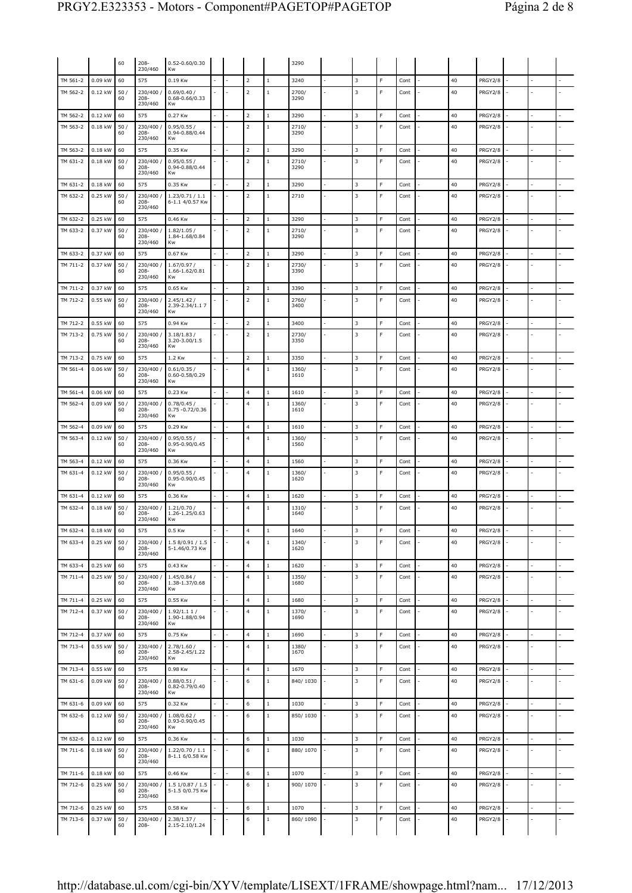|  |  | 60 | 208-230/460 | 0.52-0.60/0.30 Kw |  |  |  |  | 3290 |  |  |  |  |  |  |  |  |  |  |
|---|---|---|---|---|---|---|---|---|---|---|---|---|---|---|---|---|---|---|---|
| TM 561-2 | 0.09 kW | 60 | 575 | 0.19 Kw | - | - | 2 | 1 | 3240 | - | 3 | F | Cont | - | 40 | PRGY2/8 | - | - | - |
| TM 562-2 | 0.12 kW | 50 / 60 | 230/400 / 208-230/460 | 0.69/0.40 / 0.68-0.66/0.33 Kw | - | - | 2 | 1 | 2700/ 3290 | - | 3 | F | Cont | - | 40 | PRGY2/8 | - | - | - |
| TM 562-2 | 0.12 kW | 60 | 575 | 0.27 Kw | - | - | 2 | 1 | 3290 | - | 3 | F | Cont | - | 40 | PRGY2/8 | - | - | - |
| TM 563-2 | 0.18 kW | 50 / 60 | 230/400 / 208-230/460 | 0.95/0.55 / 0.94-0.88/0.44 Kw | - | - | 2 | 1 | 2710/ 3290 | - | 3 | F | Cont | - | 40 | PRGY2/8 | - | - | - |
| TM 563-2 | 0.18 kW | 60 | 575 | 0.35 Kw | - | - | 2 | 1 | 3290 | - | 3 | F | Cont | - | 40 | PRGY2/8 | - | - | - |
| TM 631-2 | 0.18 kW | 50 / 60 | 230/400 / 208-230/460 | 0.95/0.55 / 0.94-0.88/0.44 Kw | - | - | 2 | 1 | 2710/ 3290 | - | 3 | F | Cont | - | 40 | PRGY2/8 | - | - | - |
| TM 631-2 | 0.18 kW | 60 | 575 | 0.35 Kw | - | - | 2 | 1 | 3290 | - | 3 | F | Cont | - | 40 | PRGY2/8 | - | - | - |
| TM 632-2 | 0.25 kW | 50 / 60 | 230/400 / 208-230/460 | 1.23/0.71 / 1.1 6-1.1 4/0.57 Kw | - | - | 2 | 1 | 2710 | - | 3 | F | Cont | - | 40 | PRGY2/8 | - | - | - |
| TM 632-2 | 0.25 kW | 60 | 575 | 0.46 Kw | - | - | 2 | 1 | 3290 | - | 3 | F | Cont | - | 40 | PRGY2/8 | - | - | - |
| TM 633-2 | 0.37 kW | 50 / 60 | 230/400 / 208-230/460 | 1.82/1.05 / 1.84-1.68/0.84 Kw | - | - | 2 | 1 | 2710/ 3290 | - | 3 | F | Cont | - | 40 | PRGY2/8 | - | - | - |
| TM 633-2 | 0.37 kW | 60 | 575 | 0.67 Kw | - | - | 2 | 1 | 3290 | - | 3 | F | Cont | - | 40 | PRGY2/8 | - | - | - |
| TM 711-2 | 0.37 kW | 50 / 60 | 230/400 / 208-230/460 | 1.67/0.97 / 1.66-1.62/0.81 Kw | - | - | 2 | 1 | 2730/ 3390 | - | 3 | F | Cont | - | 40 | PRGY2/8 | - | - | - |
| TM 711-2 | 0.37 kW | 60 | 575 | 0.65 Kw | - | - | 2 | 1 | 3390 | - | 3 | F | Cont | - | 40 | PRGY2/8 | - | - | - |
| TM 712-2 | 0.55 kW | 50 / 60 | 230/400 / 208-230/460 | 2.45/1.42 / 2.39-2.34/1.1 7 Kw | - | - | 2 | 1 | 2760/ 3400 | - | 3 | F | Cont | - | 40 | PRGY2/8 | - | - | - |
| TM 712-2 | 0.55 kW | 60 | 575 | 0.94 Kw | - | - | 2 | 1 | 3400 | - | 3 | F | Cont | - | 40 | PRGY2/8 | - | - | - |
| TM 713-2 | 0.75 kW | 50 / 60 | 230/400 / 208-230/460 | 3.18/1.83 / 3.20-3.00/1.5 Kw | - | - | 2 | 1 | 2730/ 3350 | - | 3 | F | Cont | - | 40 | PRGY2/8 | - | - | - |
| TM 713-2 | 0.75 kW | 60 | 575 | 1.2 Kw | - | - | 2 | 1 | 3350 | - | 3 | F | Cont | - | 40 | PRGY2/8 | - | - | - |
| TM 561-4 | 0.06 kW | 50 / 60 | 230/400 / 208-230/460 | 0.61/0.35 / 0.60-0.58/0.29 Kw | - | - | 4 | 1 | 1360/ 1610 | - | 3 | F | Cont | - | 40 | PRGY2/8 | - | - | - |
| TM 561-4 | 0.06 kW | 60 | 575 | 0.23 Kw | - | - | 4 | 1 | 1610 | - | 3 | F | Cont | - | 40 | PRGY2/8 | - | - | - |
| TM 562-4 | 0.09 kW | 50 / 60 | 230/400 / 208-230/460 | 0.78/0.45 / 0.75 -0.72/0.36 Kw | - | - | 4 | 1 | 1360/ 1610 | - | 3 | F | Cont | - | 40 | PRGY2/8 | - | - | - |
| TM 562-4 | 0.09 kW | 60 | 575 | 0.29 Kw | - | - | 4 | 1 | 1610 | - | 3 | F | Cont | - | 40 | PRGY2/8 | - | - | - |
| TM 563-4 | 0.12 kW | 50 / 60 | 230/400 / 208-230/460 | 0.95/0.55 / 0.95-0.90/0.45 Kw | - | - | 4 | 1 | 1360/ 1560 | - | 3 | F | Cont | - | 40 | PRGY2/8 | - | - | - |
| TM 563-4 | 0.12 kW | 60 | 575 | 0.36 Kw | - | - | 4 | 1 | 1560 | - | 3 | F | Cont | - | 40 | PRGY2/8 | - | - | - |
| TM 631-4 | 0.12 kW | 50 / 60 | 230/400 / 208-230/460 | 0.95/0.55 / 0.95-0.90/0.45 Kw | - | - | 4 | 1 | 1360/ 1620 | - | 3 | F | Cont | - | 40 | PRGY2/8 | - | - | - |
| TM 631-4 | 0.12 kW | 60 | 575 | 0.36 Kw | - | - | 4 | 1 | 1620 | - | 3 | F | Cont | - | 40 | PRGY2/8 | - | - | - |
| TM 632-4 | 0.18 kW | 50 / 60 | 230/400 / 208-230/460 | 1.21/0.70 / 1.26-1.25/0.63 Kw | - | - | 4 | 1 | 1310/ 1640 | - | 3 | F | Cont | - | 40 | PRGY2/8 | - | - | - |
| TM 632-4 | 0.18 kW | 60 | 575 | 0.5 Kw | - | - | 4 | 1 | 1640 | - | 3 | F | Cont | - | 40 | PRGY2/8 | - | - | - |
| TM 633-4 | 0.25 kW | 50 / 60 | 230/400 / 208-230/460 | 1.5 8/0.91 / 1.5 5-1.46/0.73 Kw | - | - | 4 | 1 | 1340/ 1620 | - | 3 | F | Cont | - | 40 | PRGY2/8 | - | - | - |
| TM 633-4 | 0.25 kW | 60 | 575 | 0.43 Kw | - | - | 4 | 1 | 1620 | - | 3 | F | Cont | - | 40 | PRGY2/8 | - | - | - |
| TM 711-4 | 0.25 kW | 50 / 60 | 230/400 / 208-230/460 | 1.45/0.84 / 1.38-1.37/0.68 Kw | - | - | 4 | 1 | 1350/ 1680 | - | 3 | F | Cont | - | 40 | PRGY2/8 | - | - | - |
| TM 711-4 | 0.25 kW | 60 | 575 | 0.55 Kw | - | - | 4 | 1 | 1680 | - | 3 | F | Cont | - | 40 | PRGY2/8 | - | - | - |
| TM 712-4 | 0.37 kW | 50 / 60 | 230/400 / 208-230/460 | 1.92/1.1 1 / 1.90-1.88/0.94 Kw | - | - | 4 | 1 | 1370/ 1690 | - | 3 | F | Cont | - | 40 | PRGY2/8 | - | - | - |
| TM 712-4 | 0.37 kW | 60 | 575 | 0.75 Kw | - | - | 4 | 1 | 1690 | - | 3 | F | Cont | - | 40 | PRGY2/8 | - | - | - |
| TM 713-4 | 0.55 kW | 50 / 60 | 230/400 / 208-230/460 | 2.78/1.60 / 2.58-2.45/1.22 Kw | - | - | 4 | 1 | 1380/ 1670 | - | 3 | F | Cont | - | 40 | PRGY2/8 | - | - | - |
| TM 713-4 | 0.55 kW | 60 | 575 | 0.98 Kw | - | - | 4 | 1 | 1670 | - | 3 | F | Cont | - | 40 | PRGY2/8 | - | - | - |
| TM 631-6 | 0.09 kW | 50 / 60 | 230/400 / 208-230/460 | 0.88/0.51 / 0.82-0.79/0.40 Kw | - | - | 6 | 1 | 840/ 1030 | - | 3 | F | Cont | - | 40 | PRGY2/8 | - | - | - |
| TM 631-6 | 0.09 kW | 60 | 575 | 0.32 Kw | - | - | 6 | 1 | 1030 | - | 3 | F | Cont | - | 40 | PRGY2/8 | - | - | - |
| TM 632-6 | 0.12 kW | 50 / 60 | 230/400 / 208-230/460 | 1.08/0.62 / 0.93-0.90/0.45 Kw | - | - | 6 | 1 | 850/ 1030 | - | 3 | F | Cont | - | 40 | PRGY2/8 | - | - | - |
| TM 632-6 | 0.12 kW | 60 | 575 | 0.36 Kw | - | - | 6 | 1 | 1030 | - | 3 | F | Cont | - | 40 | PRGY2/8 | - | - | - |
| TM 711-6 | 0.18 kW | 50 / 60 | 230/400 / 208-230/460 | 1.22/0.70 / 1.1 8-1.1 6/0.58 Kw | - | - | 6 | 1 | 880/ 1070 | - | 3 | F | Cont | - | 40 | PRGY2/8 | - | - | - |
| TM 711-6 | 0.18 kW | 60 | 575 | 0.46 Kw | - | - | 6 | 1 | 1070 | - | 3 | F | Cont | - | 40 | PRGY2/8 | - | - | - |
| TM 712-6 | 0.25 kW | 50 / 60 | 230/400 / 208-230/460 | 1.5 1/0.87 / 1.5 5-1.5 0/0.75 Kw | - | - | 6 | 1 | 900/ 1070 | - | 3 | F | Cont | - | 40 | PRGY2/8 | - | - | - |
| TM 712-6 | 0.25 kW | 60 | 575 | 0.58 Kw | - | - | 6 | 1 | 1070 | - | 3 | F | Cont | - | 40 | PRGY2/8 | - | - | - |
| TM 713-6 | 0.37 kW | 50 / 60 | 230/400 / 208- | 2.38/1.37 / 2.15-2.10/1.24 | - | - | 6 | 1 | 860/ 1090 | - | 3 | F | Cont | - | 40 | PRGY2/8 | - | - | - |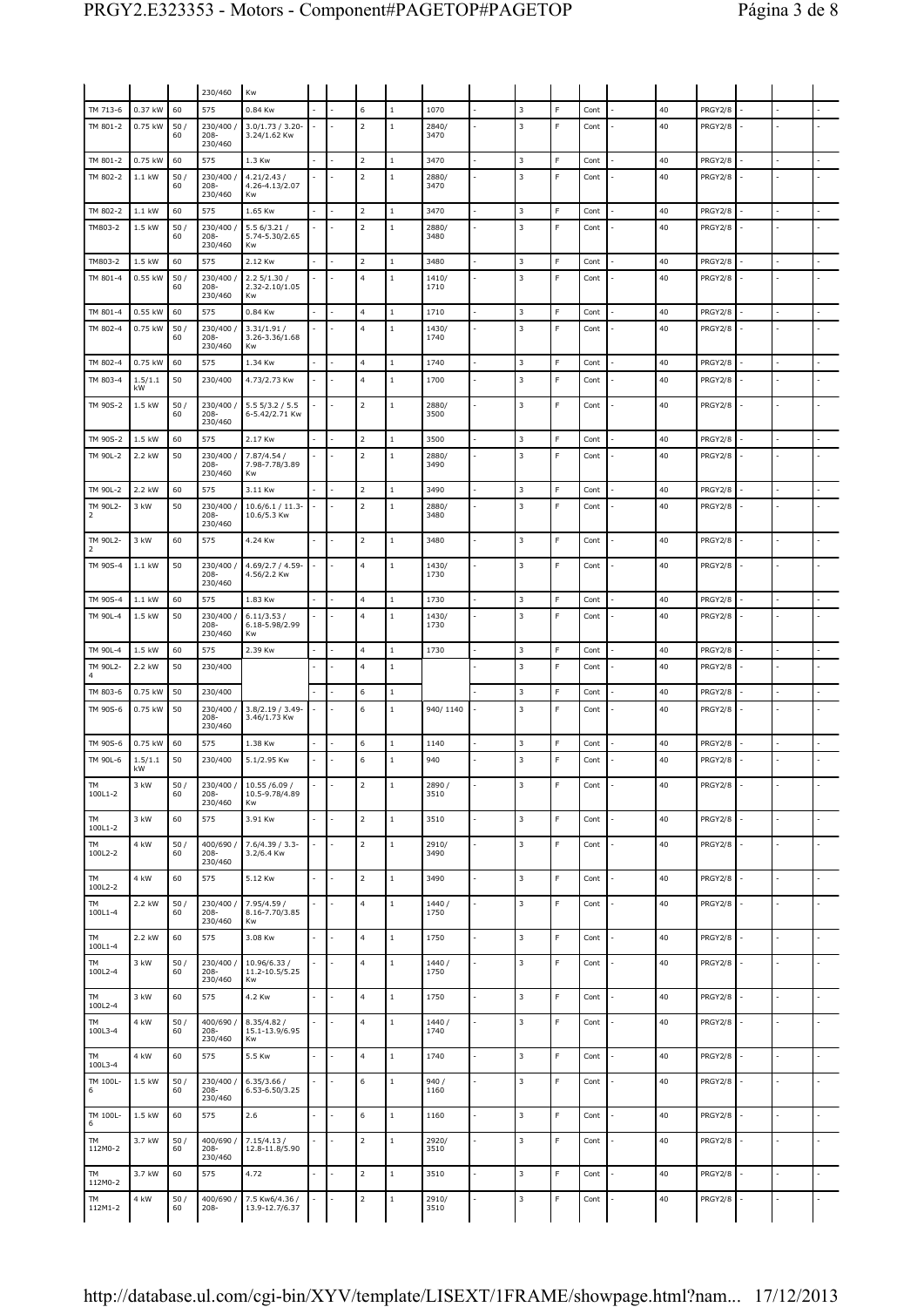| | | | 230/460 | Kw | | | | | | | | | | | | | | | |
|---|---|---|---|---|---|---|---|---|---|---|---|---|---|---|---|---|---|---|---|
| TM 713-6 | 0.37 kW | 60 | 575 | 0.84 Kw | - | - | 6 | 1 | 1070 | - | 3 | F | Cont | - | 40 | PRGY2/8 | - | - | - |
| TM 801-2 | 0.75 kW | 50 / 60 | 230/400 / 208-230/460 | 3.0/1.73 / 3.20-3.24/1.62 Kw | - | - | 2 | 1 | 2840/ 3470 | - | 3 | F | Cont | - | 40 | PRGY2/8 | - | - | - |
| TM 801-2 | 0.75 kW | 60 | 575 | 1.3 Kw | - | - | 2 | 1 | 3470 | - | 3 | F | Cont | - | 40 | PRGY2/8 | - | - | - |
| TM 802-2 | 1.1 kW | 50 / 60 | 230/400 / 208-230/460 | 4.21/2.43 / 4.26-4.13/2.07 Kw | - | - | 2 | 1 | 2880/ 3470 | - | 3 | F | Cont | - | 40 | PRGY2/8 | - | - | - |
| TM 802-2 | 1.1 kW | 60 | 575 | 1.65 Kw | - | - | 2 | 1 | 3470 | - | 3 | F | Cont | - | 40 | PRGY2/8 | - | - | - |
| TM803-2 | 1.5 kW | 50 / 60 | 230/400 / 208-230/460 | 5.5 6/3.21 / 5.74-5.30/2.65 Kw | - | - | 2 | 1 | 2880/ 3480 | - | 3 | F | Cont | - | 40 | PRGY2/8 | - | - | - |
| TM803-2 | 1.5 kW | 60 | 575 | 2.12 Kw | - | - | 2 | 1 | 3480 | - | 3 | F | Cont | - | 40 | PRGY2/8 | - | - | - |
| TM 801-4 | 0.55 kW | 50 / 60 | 230/400 / 208-230/460 | 2.2 5/1.30 / 2.32-2.10/1.05 Kw | - | - | 4 | 1 | 1410/ 1710 | - | 3 | F | Cont | - | 40 | PRGY2/8 | - | - | - |
| TM 801-4 | 0.55 kW | 60 | 575 | 0.84 Kw | - | - | 4 | 1 | 1710 | - | 3 | F | Cont | - | 40 | PRGY2/8 | - | - | - |
| TM 802-4 | 0.75 kW | 50 / 60 | 230/400 / 208-230/460 | 3.31/1.91 / 3.26-3.36/1.68 Kw | - | - | 4 | 1 | 1430/ 1740 | - | 3 | F | Cont | - | 40 | PRGY2/8 | - | - | - |
| TM 802-4 | 0.75 kW | 60 | 575 | 1.34 Kw | - | - | 4 | 1 | 1740 | - | 3 | F | Cont | - | 40 | PRGY2/8 | - | - | - |
| TM 803-4 | 1.5/1.1 kW | 50 | 230/400 | 4.73/2.73 Kw | - | - | 4 | 1 | 1700 | - | 3 | F | Cont | - | 40 | PRGY2/8 | - | - | - |
| TM 90S-2 | 1.5 kW | 50 / 60 | 230/400 / 208-230/460 | 5.5 5/3.2 / 5.5 6-5.42/2.71 Kw | - | - | 2 | 1 | 2880/ 3500 | - | 3 | F | Cont | - | 40 | PRGY2/8 | - | - | - |
| TM 90S-2 | 1.5 kW | 60 | 575 | 2.17 Kw | - | - | 2 | 1 | 3500 | - | 3 | F | Cont | - | 40 | PRGY2/8 | - | - | - |
| TM 90L-2 | 2.2 kW | 50 | 230/400 / 208-230/460 | 7.87/4.54 / 7.98-7.78/3.89 Kw | - | - | 2 | 1 | 2880/ 3490 | - | 3 | F | Cont | - | 40 | PRGY2/8 | - | - | - |
| TM 90L-2 | 2.2 kW | 60 | 575 | 3.11 Kw | - | - | 2 | 1 | 3490 | - | 3 | F | Cont | - | 40 | PRGY2/8 | - | - | - |
| TM 90L2-2 | 3 kW | 50 | 230/400 / 208-230/460 | 10.6/6.1 / 11.3-10.6/5.3 Kw | - | - | 2 | 1 | 2880/ 3480 | - | 3 | F | Cont | - | 40 | PRGY2/8 | - | - | - |
| TM 90L2-2 | 3 kW | 60 | 575 | 4.24 Kw | - | - | 2 | 1 | 3480 | - | 3 | F | Cont | - | 40 | PRGY2/8 | - | - | - |
| TM 90S-4 | 1.1 kW | 50 | 230/400 / 208-230/460 | 4.69/2.7 / 4.59-4.56/2.2 Kw | - | - | 4 | 1 | 1430/ 1730 | - | 3 | F | Cont | - | 40 | PRGY2/8 | - | - | - |
| TM 90S-4 | 1.1 kW | 60 | 575 | 1.83 Kw | - | - | 4 | 1 | 1730 | - | 3 | F | Cont | - | 40 | PRGY2/8 | - | - | - |
| TM 90L-4 | 1.5 kW | 50 | 230/400 / 208-230/460 | 6.11/3.53 / 6.18-5.98/2.99 Kw | - | - | 4 | 1 | 1430/ 1730 | - | 3 | F | Cont | - | 40 | PRGY2/8 | - | - | - |
| TM 90L-4 | 1.5 kW | 60 | 575 | 2.39 Kw | - | - | 4 | 1 | 1730 | - | 3 | F | Cont | - | 40 | PRGY2/8 | - | - | - |
| TM 90L2-4 | 2.2 kW | 50 | 230/400 | | - | - | 4 | 1 | | - | 3 | F | Cont | - | 40 | PRGY2/8 | - | - | - |
| TM 803-6 | 0.75 kW | 50 | 230/400 | | - | - | 6 | 1 | | - | 3 | F | Cont | - | 40 | PRGY2/8 | - | - | - |
| TM 90S-6 | 0.75 kW | 50 | 230/400 / 208-230/460 | 3.8/2.19 / 3.49-3.46/1.73 Kw | - | - | 6 | 1 | 940/ 1140 | - | 3 | F | Cont | - | 40 | PRGY2/8 | - | - | - |
| TM 90S-6 | 0.75 kW | 60 | 575 | 1.38 Kw | - | - | 6 | 1 | 1140 | - | 3 | F | Cont | - | 40 | PRGY2/8 | - | - | - |
| TM 90L-6 | 1.5/1.1 kW | 50 | 230/400 | 5.1/2.95 Kw | - | - | 6 | 1 | 940 | - | 3 | F | Cont | - | 40 | PRGY2/8 | - | - | - |
| TM 100L1-2 | 3 kW | 50 / 60 | 230/400 / 208-230/460 | 10.55 /6.09 / 10.5-9.78/4.89 Kw | - | - | 2 | 1 | 2890 / 3510 | - | 3 | F | Cont | - | 40 | PRGY2/8 | - | - | - |
| TM 100L1-2 | 3 kW | 60 | 575 | 3.91 Kw | - | - | 2 | 1 | 3510 | - | 3 | F | Cont | - | 40 | PRGY2/8 | - | - | - |
| TM 100L2-2 | 4 kW | 50 / 60 | 400/690 / 208-230/460 | 7.6/4.39 / 3.3-3.2/6.4 Kw | - | - | 2 | 1 | 2910/ 3490 | - | 3 | F | Cont | - | 40 | PRGY2/8 | - | - | - |
| TM 100L2-2 | 4 kW | 60 | 575 | 5.12 Kw | - | - | 2 | 1 | 3490 | - | 3 | F | Cont | - | 40 | PRGY2/8 | - | - | - |
| TM 100L1-4 | 2.2 kW | 50 / 60 | 230/400 / 208-230/460 | 7.95/4.59 / 8.16-7.70/3.85 Kw | - | - | 4 | 1 | 1440 / 1750 | - | 3 | F | Cont | - | 40 | PRGY2/8 | - | - | - |
| TM 100L1-4 | 2.2 kW | 60 | 575 | 3.08 Kw | - | - | 4 | 1 | 1750 | - | 3 | F | Cont | - | 40 | PRGY2/8 | - | - | - |
| TM 100L2-4 | 3 kW | 50 / 60 | 230/400 / 208-230/460 | 10.96/6.33 / 11.2-10.5/5.25 Kw | - | - | 4 | 1 | 1440 / 1750 | - | 3 | F | Cont | - | 40 | PRGY2/8 | - | - | - |
| TM 100L2-4 | 3 kW | 60 | 575 | 4.2 Kw | - | - | 4 | 1 | 1750 | - | 3 | F | Cont | - | 40 | PRGY2/8 | - | - | - |
| TM 100L3-4 | 4 kW | 50 / 60 | 400/690 / 208-230/460 | 8.35/4.82 / 15.1-13.9/6.95 Kw | - | - | 4 | 1 | 1440 / 1740 | - | 3 | F | Cont | - | 40 | PRGY2/8 | - | - | - |
| TM 100L3-4 | 4 kW | 60 | 575 | 5.5 Kw | - | - | 4 | 1 | 1740 | - | 3 | F | Cont | - | 40 | PRGY2/8 | - | - | - |
| TM 100L-6 | 1.5 kW | 50 / 60 | 230/400 / 208-230/460 | 6.35/3.66 / 6.53-6.50/3.25 Kw | - | - | 6 | 1 | 940 / 1160 | - | 3 | F | Cont | - | 40 | PRGY2/8 | - | - | - |
| TM 100L-6 | 1.5 kW | 60 | 575 | 2.6 | - | - | 6 | 1 | 1160 | - | 3 | F | Cont | - | 40 | PRGY2/8 | - | - | - |
| TM 112M0-2 | 3.7 kW | 50 / 60 | 400/690 / 208-230/460 | 7.15/4.13 / 12.8-11.8/5.90 | - | - | 2 | 1 | 2920/ 3510 | - | 3 | F | Cont | - | 40 | PRGY2/8 | - | - | - |
| TM 112M0-2 | 3.7 kW | 60 | 575 | 4.72 | - | - | 2 | 1 | 3510 | - | 3 | F | Cont | - | 40 | PRGY2/8 | - | - | - |
| TM 112M1-2 | 4 kW | 50 / 60 | 400/690 / 208- | 7.5 Kw6/4.36 / 13.9-12.7/6.37 | - | - | 2 | 1 | 2910/ 3510 | - | 3 | F | Cont | - | 40 | PRGY2/8 | - | - | - |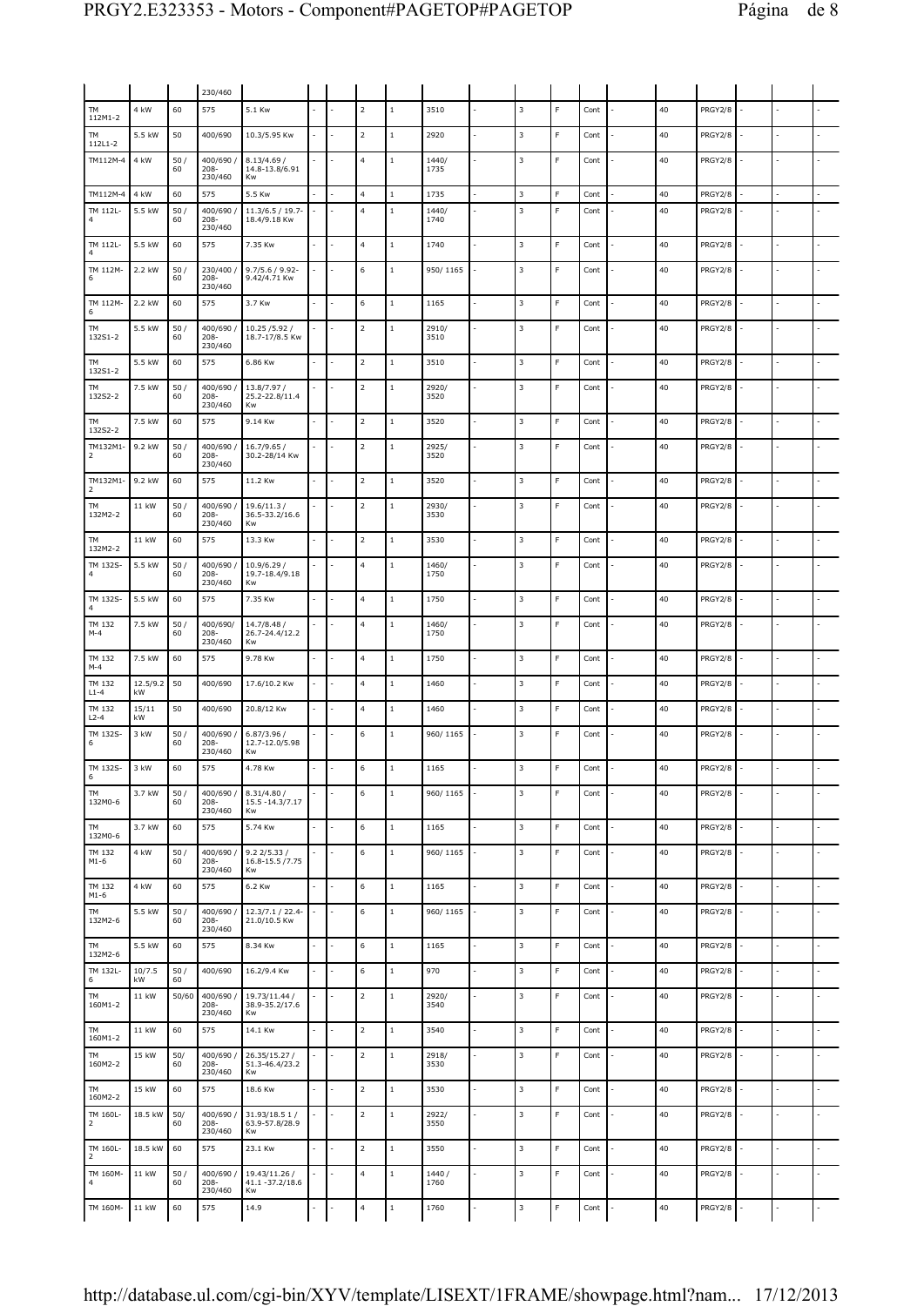| | | | 230/460 | | | | | | | | | | | | | | | | | |
|---|---|---|---|---|---|---|---|---|---|---|---|---|---|---|---|---|---|---|---|---|
| TM 112M1-2 | 4 kW | 60 | 575 | 5.1 Kw | - | - | 2 | 1 | 3510 | - | 3 | F | Cont | - | 40 | PRGY2/8 | - | - | - |
| TM 112L1-2 | 5.5 kW | 50 | 400/690 | 10.3/5.95 Kw | - | - | 2 | 1 | 2920 | - | 3 | F | Cont | - | 40 | PRGY2/8 | - | - | - |
| TM112M-4 | 4 kW | 50 / 60 | 400/690 / 208-230/460 | 8.13/4.69 / 14.8-13.8/6.91 Kw | - | - | 4 | 1 | 1440/ 1735 | - | 3 | F | Cont | - | 40 | PRGY2/8 | - | - | - |
| TM112M-4 | 4 kW | 60 | 575 | 5.5 Kw | - | - | 4 | 1 | 1735 | - | 3 | F | Cont | - | 40 | PRGY2/8 | - | - | - |
| TM 112L-4 | 5.5 kW | 50 / 60 | 400/690 / 208-230/460 | 11.3/6.5 / 19.7-18.4/9.18 Kw | - | - | 4 | 1 | 1440/ 1740 | - | 3 | F | Cont | - | 40 | PRGY2/8 | - | - | - |
| TM 112L-4 | 5.5 kW | 60 | 575 | 7.35 Kw | - | - | 4 | 1 | 1740 | - | 3 | F | Cont | - | 40 | PRGY2/8 | - | - | - |
| TM 112M-6 | 2.2 kW | 50 / 60 | 230/400 / 208-230/460 | 9.7/5.6 / 9.92-9.42/4.71 Kw | - | - | 6 | 1 | 950/ 1165 | - | 3 | F | Cont | - | 40 | PRGY2/8 | - | - | - |
| TM 112M-6 | 2.2 kW | 60 | 575 | 3.7 Kw | - | - | 6 | 1 | 1165 | - | 3 | F | Cont | - | 40 | PRGY2/8 | - | - | - |
| TM 132S1-2 | 5.5 kW | 50 / 60 | 400/690 / 208-230/460 | 10.25 /5.92 / 18.7-17/8.5 Kw | - | - | 2 | 1 | 2910/ 3510 | - | 3 | F | Cont | - | 40 | PRGY2/8 | - | - | - |
| TM 132S1-2 | 5.5 kW | 60 | 575 | 6.86 Kw | - | - | 2 | 1 | 3510 | - | 3 | F | Cont | - | 40 | PRGY2/8 | - | - | - |
| TM 132S2-2 | 7.5 kW | 50 / 60 | 400/690 / 208-230/460 | 13.8/7.97 / 25.2-22.8/11.4 Kw | - | - | 2 | 1 | 2920/ 3520 | - | 3 | F | Cont | - | 40 | PRGY2/8 | - | - | - |
| TM 132S2-2 | 7.5 kW | 60 | 575 | 9.14 Kw | - | - | 2 | 1 | 3520 | - | 3 | F | Cont | - | 40 | PRGY2/8 | - | - | - |
| TM132M1-2 | 9.2 kW | 50 / 60 | 400/690 / 208-230/460 | 16.7/9.65 / 30.2-28/14 Kw | - | - | 2 | 1 | 2925/ 3520 | - | 3 | F | Cont | - | 40 | PRGY2/8 | - | - | - |
| TM132M1-2 | 9.2 kW | 60 | 575 | 11.2 Kw | - | - | 2 | 1 | 3520 | - | 3 | F | Cont | - | 40 | PRGY2/8 | - | - | - |
| TM 132M2-2 | 11 kW | 50 / 60 | 400/690 / 208-230/460 | 19.6/11.3 / 36.5-33.2/16.6 Kw | - | - | 2 | 1 | 2930/ 3530 | - | 3 | F | Cont | - | 40 | PRGY2/8 | - | - | - |
| TM 132M2-2 | 11 kW | 60 | 575 | 13.3 Kw | - | - | 2 | 1 | 3530 | - | 3 | F | Cont | - | 40 | PRGY2/8 | - | - | - |
| TM 132S-4 | 5.5 kW | 50 / 60 | 400/690 / 208-230/460 | 10.9/6.29 / 19.7-18.4/9.18 Kw | - | - | 4 | 1 | 1460/ 1750 | - | 3 | F | Cont | - | 40 | PRGY2/8 | - | - | - |
| TM 132S-4 | 5.5 kW | 60 | 575 | 7.35 Kw | - | - | 4 | 1 | 1750 | - | 3 | F | Cont | - | 40 | PRGY2/8 | - | - | - |
| TM 132 M-4 | 7.5 kW | 50 / 60 | 400/690/ 208-230/460 | 14.7/8.48 / 26.7-24.4/12.2 Kw | - | - | 4 | 1 | 1460/ 1750 | - | 3 | F | Cont | - | 40 | PRGY2/8 | - | - | - |
| TM 132 M-4 | 7.5 kW | 60 | 575 | 9.78 Kw | - | - | 4 | 1 | 1750 | - | 3 | F | Cont | - | 40 | PRGY2/8 | - | - | - |
| TM 132 L1-4 | 12.5/9.2 kW | 50 | 400/690 | 17.6/10.2 Kw | - | - | 4 | 1 | 1460 | - | 3 | F | Cont | - | 40 | PRGY2/8 | - | - | - |
| TM 132 L2-4 | 15/11 kW | 50 | 400/690 | 20.8/12 Kw | - | - | 4 | 1 | 1460 | - | 3 | F | Cont | - | 40 | PRGY2/8 | - | - | - |
| TM 132S-6 | 3 kW | 50 / 60 | 400/690 / 208-230/460 | 6.87/3.96 / 12.7-12.0/5.98 Kw | - | - | 6 | 1 | 960/ 1165 | - | 3 | F | Cont | - | 40 | PRGY2/8 | - | - | - |
| TM 132S-6 | 3 kW | 60 | 575 | 4.78 Kw | - | - | 6 | 1 | 1165 | - | 3 | F | Cont | - | 40 | PRGY2/8 | - | - | - |
| TM 132M0-6 | 3.7 kW | 50 / 60 | 400/690 / 208-230/460 | 8.31/4.80 / 15.5 -14.3/7.17 Kw | - | - | 6 | 1 | 960/ 1165 | - | 3 | F | Cont | - | 40 | PRGY2/8 | - | - | - |
| TM 132M0-6 | 3.7 kW | 60 | 575 | 5.74 Kw | - | - | 6 | 1 | 1165 | - | 3 | F | Cont | - | 40 | PRGY2/8 | - | - | - |
| TM 132 M1-6 | 4 kW | 50 / 60 | 400/690 / 208-230/460 | 9.2 2/5.33 / 16.8-15.5 /7.75 Kw | - | - | 6 | 1 | 960/ 1165 | - | 3 | F | Cont | - | 40 | PRGY2/8 | - | - | - |
| TM 132 M1-6 | 4 kW | 60 | 575 | 6.2 Kw | - | - | 6 | 1 | 1165 | - | 3 | F | Cont | - | 40 | PRGY2/8 | - | - | - |
| TM 132M2-6 | 5.5 kW | 50 / 60 | 400/690 / 208-230/460 | 12.3/7.1 / 22.4-21.0/10.5 Kw | - | - | 6 | 1 | 960/ 1165 | - | 3 | F | Cont | - | 40 | PRGY2/8 | - | - | - |
| TM 132M2-6 | 5.5 kW | 60 | 575 | 8.34 Kw | - | - | 6 | 1 | 1165 | - | 3 | F | Cont | - | 40 | PRGY2/8 | - | - | - |
| TM 132L-6 | 10/7.5 kW | 50 / 60 | 400/690 | 16.2/9.4 Kw | - | - | 6 | 1 | 970 | - | 3 | F | Cont | - | 40 | PRGY2/8 | - | - | - |
| TM 160M1-2 | 11 kW | 50/60 | 400/690 / 208-230/460 | 19.73/11.44 / 38.9-35.2/17.6 Kw | - | - | 2 | 1 | 2920/ 3540 | - | 3 | F | Cont | - | 40 | PRGY2/8 | - | - | - |
| TM 160M1-2 | 11 kW | 60 | 575 | 14.1 Kw | - | - | 2 | 1 | 3540 | - | 3 | F | Cont | - | 40 | PRGY2/8 | - | - | - |
| TM 160M2-2 | 15 kW | 50/ 60 | 400/690 / 208-230/460 | 26.35/15.27 / 51.3-46.4/23.2 Kw | - | - | 2 | 1 | 2918/ 3530 | - | 3 | F | Cont | - | 40 | PRGY2/8 | - | - | - |
| TM 160M2-2 | 15 kW | 60 | 575 | 18.6 Kw | - | - | 2 | 1 | 3530 | - | 3 | F | Cont | - | 40 | PRGY2/8 | - | - | - |
| TM 160L-2 | 18.5 kW | 50/ 60 | 400/690 / 208-230/460 | 31.93/18.5 1 / 63.9-57.8/28.9 Kw | - | - | 2 | 1 | 2922/ 3550 | - | 3 | F | Cont | - | 40 | PRGY2/8 | - | - | - |
| TM 160L-2 | 18.5 kW | 60 | 575 | 23.1 Kw | - | - | 2 | 1 | 3550 | - | 3 | F | Cont | - | 40 | PRGY2/8 | - | - | - |
| TM 160M-4 | 11 kW | 50 / 60 | 400/690 / 208-230/460 | 19.43/11.26 / 41.1 -37.2/18.6 Kw | - | - | 4 | 1 | 1440 / 1760 | - | 3 | F | Cont | - | 40 | PRGY2/8 | - | - | - |
| TM 160M- | 11 kW | 60 | 575 | 14.9 | - | - | 4 | 1 | 1760 | - | 3 | F | Cont | - | 40 | PRGY2/8 | - | - | - |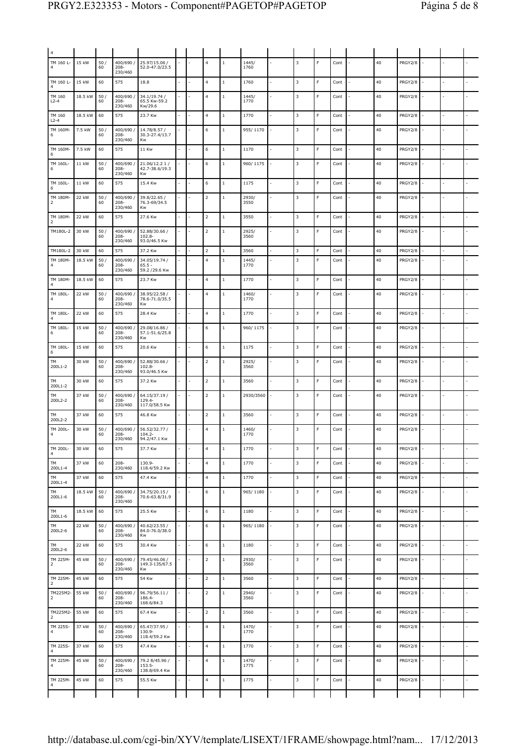| | | | | | | | | | | | | | | | | | | | |
|---|---|---|---|---|---|---|---|---|---|---|---|---|---|---|---|---|---|---|---|
| 4 | | | | | | | | | | | | | | | | | | | |
| TM 160 L-4 | 15 kW | 50 / 60 | 400/690 / 208-230/460 | 25.97/15.06 / 52.0-47.0/23.5 | - | - | 4 | 1 | 1445/ 1760 | - | 3 | F | Cont | - | 40 | PRGY2/8 | - | - | - |
| TM 160 L-4 | 15 kW | 60 | 575 | 18.8 | - | - | 4 | 1 | 1760 | - | 3 | F | Cont | - | 40 | PRGY2/8 | - | - | - |
| TM 160 L2-4 | 18.5 kW | 50 / 60 | 400/690 / 208-230/460 | 34.1/19.74 / 65.5 Kw-59.2 Kw/29.6 | - | - | 4 | 1 | 1445/ 1770 | - | 3 | F | Cont | - | 40 | PRGY2/8 | - | - | - |
| TM 160 L2-4 | 18.5 kW | 60 | 575 | 23.7 Kw | - | - | 4 | 1 | 1770 | - | 3 | F | Cont | - | 40 | PRGY2/8 | - | - | - |
| TM 160M-6 | 7.5 kW | 50 / 60 | 400/690 / 208-230/460 | 14.78/8.57 / 30.3-27.4/13.7 Kw | - | - | 6 | 1 | 955/ 1170 | - | 3 | F | Cont | - | 40 | PRGY2/8 | - | - | - |
| TM 160M-6 | 7.5 kW | 60 | 575 | 11 Kw | - | - | 6 | 1 | 1170 | - | 3 | F | Cont | - | 40 | PRGY2/8 | - | - | - |
| TM 160L-6 | 11 kW | 50 / 60 | 400/690 / 208-230/460 | 21.06/12.2 1 / 42.7-38.6/19.3 Kw | - | - | 6 | 1 | 960/ 1175 | - | 3 | F | Cont | - | 40 | PRGY2/8 | - | - | - |
| TM 160L-6 | 11 kW | 60 | 575 | 15.4 Kw | - | - | 6 | 1 | 1175 | - | 3 | F | Cont | - | 40 | PRGY2/8 | - | - | - |
| TM 180M-2 | 22 kW | 50 / 60 | 400/690 / 208-230/460 | 39.8/22.65 / 76.3-69/34.5 Kw | - | - | 2 | 1 | 2930/ 3550 | - | 3 | F | Cont | - | 40 | PRGY2/8 | - | - | - |
| TM 180M-2 | 22 kW | 60 | 575 | 27.6 Kw | - | - | 2 | 1 | 3550 | - | 3 | F | Cont | - | 40 | PRGY2/8 | - | - | - |
| TM180L-2 | 30 kW | 50 / 60 | 400/690 / 208-230/460 | 52.88/30.66 / 102.8-93.0/46.5 Kw | - | - | 2 | 1 | 2925/ 3560 | - | 3 | F | Cont | - | 40 | PRGY2/8 | - | - | - |
| TM180L-2 | 30 kW | 60 | 575 | 37.2 Kw | - | - | 2 | 1 | 3560 | - | 3 | F | Cont | - | 40 | PRGY2/8 | - | - | - |
| TM 180M-4 | 18.5 kW | 50 / 60 | 400/690 / 208-230/460 | 34.05/19.74 / 65.5 - 59.2 /29.6 Kw | - | - | 4 | 1 | 1445/ 1770 | - | 3 | F | Cont | - | 40 | PRGY2/8 | - | - | - |
| TM 180M-4 | 18.5 kW | 60 | 575 | 23.7 Kw | - | - | 4 | 1 | 1770 | - | 3 | F | Cont | - | 40 | PRGY2/8 | - | - | - |
| TM 180L-4 | 22 kW | 50 / 60 | 400/690 / 208-230/460 | 38.95/22.58 / 78.6-71.0/35.5 Kw | - | - | 4 | 1 | 1460/ 1770 | - | 3 | F | Cont | - | 40 | PRGY2/8 | - | - | - |
| TM 180L-4 | 22 kW | 60 | 575 | 28.4 Kw | - | - | 4 | 1 | 1770 | - | 3 | F | Cont | - | 40 | PRGY2/8 | - | - | - |
| TM 180L-6 | 15 kW | 50 / 60 | 400/690 / 208-230/460 | 29.08/16.86 / 57.1-51.6/25.8 Kw | - | - | 6 | 1 | 960/ 1175 | - | 3 | F | Cont | - | 40 | PRGY2/8 | - | - | - |
| TM 180L-6 | 15 kW | 60 | 575 | 20.6 Kw | - | - | 6 | 1 | 1175 | - | 3 | F | Cont | - | 40 | PRGY2/8 | - | - | - |
| TM 200L1-2 | 30 kW | 50 / 60 | 400/690 / 208-230/460 | 52.88/30.66 / 102.8-93.0/46.5 Kw | - | - | 2 | 1 | 2925/ 3560 | - | 3 | F | Cont | - | 40 | PRGY2/8 | - | - | - |
| TM 200L1-2 | 30 kW | 60 | 575 | 37.2 Kw | - | - | 2 | 1 | 3560 | - | 3 | F | Cont | - | 40 | PRGY2/8 | - | - | - |
| TM 200L2-2 | 37 kW | 50 / 60 | 400/690 / 208-230/460 | 64.15/37.19 / 129.4-117.0/58.5 Kw | - | - | 2 | 1 | 2930/3560 | - | 3 | F | Cont | - | 40 | PRGY2/8 | - | - | - |
| TM 200L2-2 | 37 kW | 60 | 575 | 46.8 Kw | - | - | 2 | 1 | 3560 | - | 3 | F | Cont | - | 40 | PRGY2/8 | - | - | - |
| TM 200L-4 | 30 kW | 50 / 60 | 400/690 / 208-230/460 | 56.52/32.77 / 104.2-94.2/47.1 Kw | - | - | 4 | 1 | 1460/ 1770 | - | 3 | F | Cont | - | 40 | PRGY2/8 | - | - | - |
| TM 200L-4 | 30 kW | 60 | 575 | 37.7 Kw | - | - | 4 | 1 | 1770 | - | 3 | F | Cont | - | 40 | PRGY2/8 | - | - | - |
| TM 200L1-4 | 37 kW | 60 | 208-230/460 | 130.9-118.4/59.2 Kw | - | - | 4 | 1 | 1770 | - | 3 | F | Cont | - | 40 | PRGY2/8 | - | - | - |
| TM 200L1-4 | 37 kW | 60 | 575 | 47.4 Kw | - | - | 4 | 1 | 1770 | - | 3 | F | Cont | - | 40 | PRGY2/8 | - | - | - |
| TM 200L1-6 | 18.5 kW | 50 / 60 | 400/690 / 208-230/460 | 34.75/20.15 / 70.6-63.8/31.9 | - | - | 6 | 1 | 965/ 1180 | - | 3 | F | Cont | - | 40 | PRGY2/8 | - | - | - |
| TM 200L1-6 | 18.5 kW | 60 | 575 | 25.5 Kw | - | - | 6 | 1 | 1180 | - | 3 | F | Cont | - | 40 | PRGY2/8 | - | - | - |
| TM 200L2-6 | 22 kW | 50 / 60 | 400/690 / 208-230/460 | 40.62/23.55 / 84.0-76.0/38.0 Kw | - | - | 6 | 1 | 965/ 1180 | - | 3 | F | Cont | - | 40 | PRGY2/8 | - | - | - |
| TM 200L2-6 | 22 kW | 60 | 575 | 30.4 Kw | - | - | 6 | 1 | 1180 | - | 3 | F | Cont | - | 40 | PRGY2/8 | - | - | - |
| TM 225M-2 | 45 kW | 50 / 60 | 400/690 / 208-230/460 | 79.45/46.06 / 149.3-135/67.5 Kw | - | - | 2 | 1 | 2930/ 3560 | - | 3 | F | Cont | - | 40 | PRGY2/8 | - | - | - |
| TM 225M-2 | 45 kW | 60 | 575 | 54 Kw | - | - | 2 | 1 | 3560 | - | 3 | F | Cont | - | 40 | PRGY2/8 | - | - | - |
| TM225M2-2 | 55 kW | 50 / 60 | 400/690 / 208-230/460 | 96.79/56.11 / 186.4-168.6/84.3 | - | - | 2 | 1 | 2940/ 3560 | - | 3 | F | Cont | - | 40 | PRGY2/8 | - | - | - |
| TM225M2-2 | 55 kW | 60 | 575 | 67.4 Kw | - | - | 2 | 1 | 3560 | - | 3 | F | Cont | - | 40 | PRGY2/8 | - | - | - |
| TM 225S-4 | 37 kW | 50 / 60 | 400/690 / 208-230/460 | 65.47/37.95 / 130.9-118.4/59.2 Kw | - | - | 4 | 1 | 1470/ 1770 | - | 3 | F | Cont | - | 40 | PRGY2/8 | - | - | - |
| TM 225S-4 | 37 kW | 60 | 575 | 47.4 Kw | - | - | 4 | 1 | 1770 | - | 3 | F | Cont | - | 40 | PRGY2/8 | - | - | - |
| TM 225M-4 | 45 kW | 50 / 60 | 400/690 / 208-230/460 | 79.2 8/45.96 / 153.5-138.8/69.4 Kw | - | - | 4 | 1 | 1470/ 1775 | - | 3 | F | Cont | - | 40 | PRGY2/8 | - | - | - |
| TM 225M-4 | 45 kW | 60 | 575 | 55.5 Kw | - | - | 4 | 1 | 1775 | - | 3 | F | Cont | - | 40 | PRGY2/8 | - | - | - |